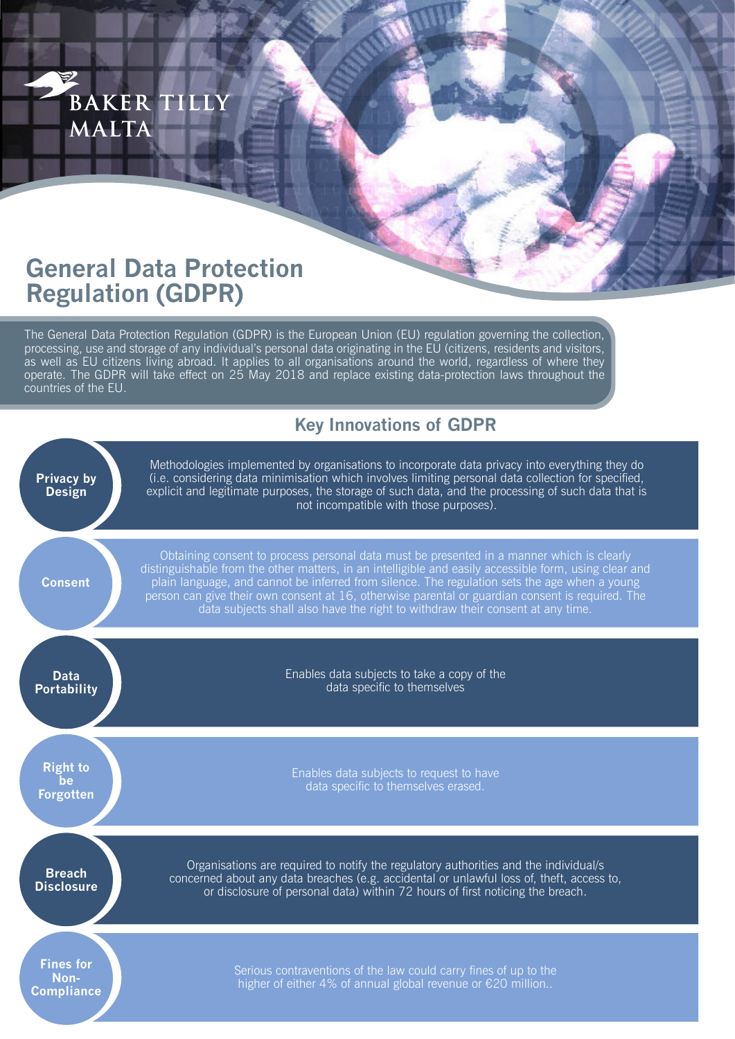BAKER TILLY MALTA

# General Data Protection Regulation (GDPR)

The General Data Protection Regulation (GDPR) is the European Union (EU) regulation governing the collection, processing, use and storage of any individual's personal data originating in the EU (citizens, residents and visitors, as well as EU citizens living abroad. It applies to all organisations around the world, regardless of where they operate. The GDPR will take effect on 25 May 2018 and replace existing data-protection laws throughout the countries of the EU.

## Key Innovations of GDPR

**Privacy by Design**

Methodologies implemented by organisations to incorporate data privacy into everything they do (i.e. considering data minimisation which involves limiting personal data collection for specified, explicit and legitimate purposes, the storage of such data, and the processing of such data that is not incompatible with those purposes).

**Consent**

Obtaining consent to process personal data must be presented in a manner which is clearly distinguishable from the other matters, in an intelligible and easily accessible form, using clear and plain language, and cannot be inferred from silence. The regulation sets the age when a young person can give their own consent at 16, otherwise parental or guardian consent is required. The data subjects shall also have the right to withdraw their consent at any time.

**Data Portability**

Enables data subjects to take a copy of the data specific to themselves

**Right to be Forgotten**

Enables data subjects to request to have data specific to themselves erased.

**Breach Disclosure**

Organisations are required to notify the regulatory authorities and the individual/s concerned about any data breaches (e.g. accidental or unlawful loss of, theft, access to, or disclosure of personal data) within 72 hours of first noticing the breach.

**Fines for Non-Compliance**

Serious contraventions of the law could carry fines of up to the higher of either 4% of annual global revenue or €20 million..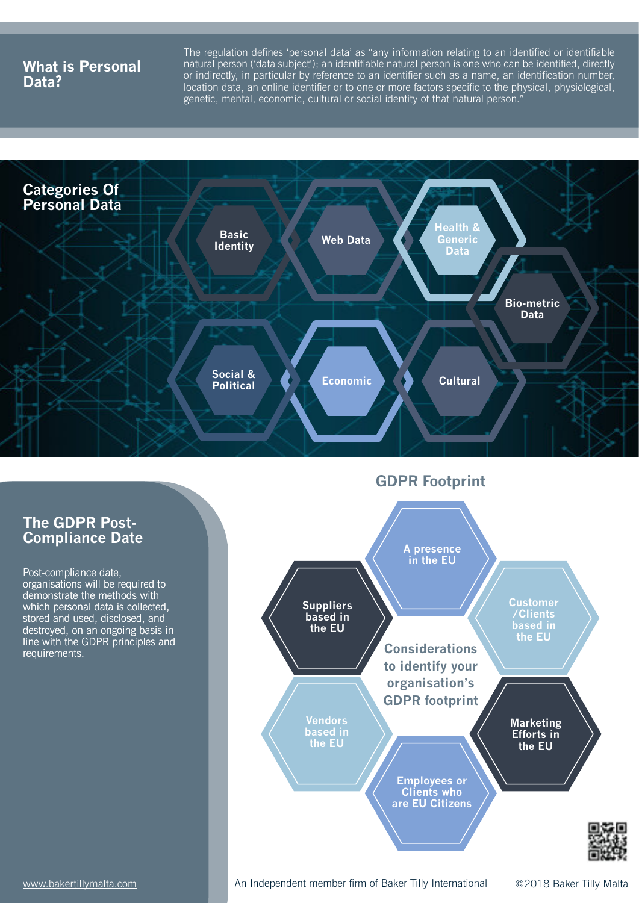## What is Personal Data?

The regulation defines 'personal data' as "any information relating to an identified or identifiable natural person ('data subject'); an identifiable natural person is one who can be identified, directly or indirectly, in particular by reference to an identifier such as a name, an identification number, location data, an online identifier or to one or more factors specific to the physical, physiological, genetic, mental, economic, cultural or social identity of that natural person."

## Categories Of Personal Data

- Basic Identity
- Web Data
- Health & Generic Data
- Bio-metric Data
- Social & Political
- Economic
- Cultural

## The GDPR Post-Compliance Date

Post-compliance date, organisations will be required to demonstrate the methods with which personal data is collected, stored and used, disclosed, and destroyed, on an ongoing basis in line with the GDPR principles and requirements.

## GDPR Footprint

Considerations to identify your organisation's GDPR footprint

- A presence in the EU
- Customer /Clients based in the EU
- Marketing Efforts in the EU
- Employees or Clients who are EU Citizens
- Vendors based in the EU
- Suppliers based in the EU

www.bakertillymalta.com

An Independent member firm of Baker Tilly International

©2018 Baker Tilly Malta